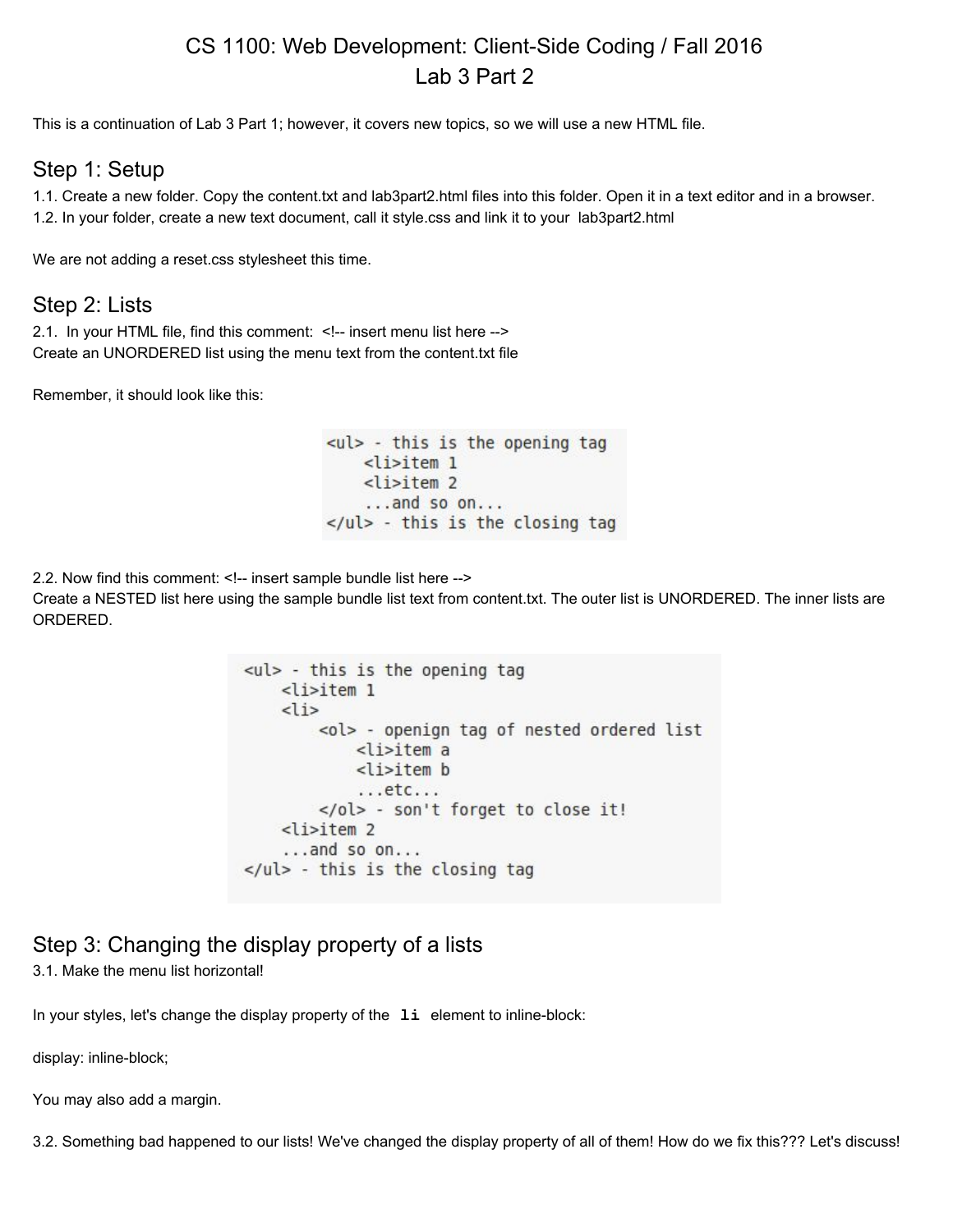# CS 1100: Web Development: Client-Side Coding / Fall 2016
## Lab 3 Part 2

This is a continuation of Lab 3 Part 1; however, it covers new topics, so we will use a new HTML file.

## Step 1: Setup

1.1. Create a new folder. Copy the content.txt and lab3part2.html files into this folder. Open it in a text editor and in a browser.
1.2. In your folder, create a new text document, call it style.css and link it to your lab3part2.html

We are not adding a reset.css stylesheet this time.

## Step 2: Lists

2.1. In your HTML file, find this comment: <!-- insert menu list here -->
Create an UNORDERED list using the menu text from the content.txt file

Remember, it should look like this:

```
<ul> - this is the opening tag
    <li>item 1
    <li>item 2
    ...and so on...
</ul> - this is the closing tag
```

2.2. Now find this comment: <!-- insert sample bundle list here -->
Create a NESTED list here using the sample bundle list text from content.txt. The outer list is UNORDERED. The inner lists are ORDERED.

```
<ul> - this is the opening tag
    <li>item 1
    <li>
        <ol> - openign tag of nested ordered list
            <li>item a
            <li>item b
            ...etc...
        </ol> - son't forget to close it!
    <li>item 2
    ...and so on...
</ul> - this is the closing tag
```

## Step 3: Changing the display property of a lists

3.1. Make the menu list horizontal!

In your styles, let's change the display property of the **li** element to inline-block:

display: inline-block;

You may also add a margin.

3.2. Something bad happened to our lists! We've changed the display property of all of them! How do we fix this??? Let's discuss!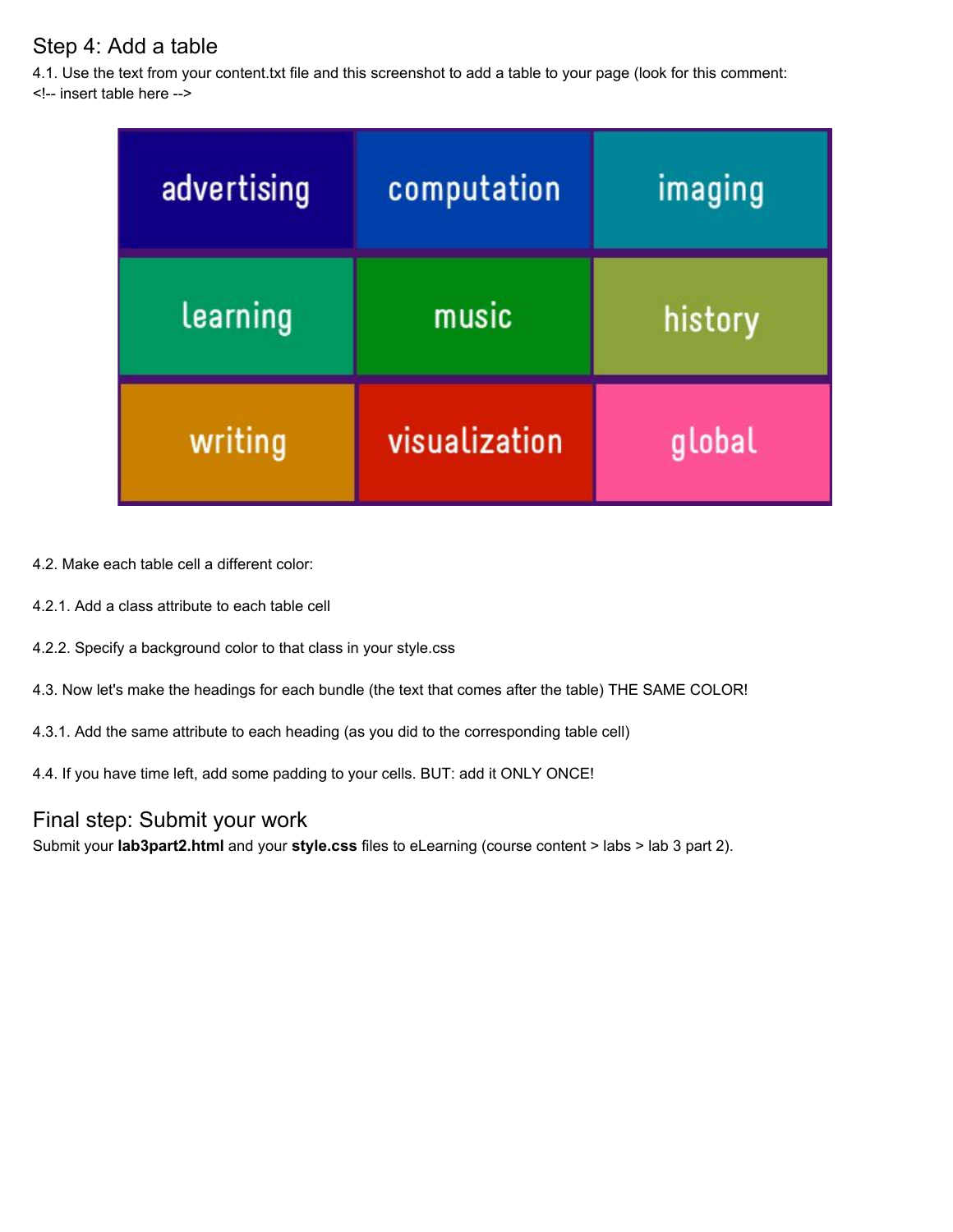## Step 4: Add a table

4.1. Use the text from your content.txt file and this screenshot to add a table to your page (look for this comment: <!-- insert table here -->

| | | |
|---|---|---|
| advertising | computation | imaging |
| learning | music | history |
| writing | visualization | global |

4.2. Make each table cell a different color:

4.2.1. Add a class attribute to each table cell

4.2.2. Specify a background color to that class in your style.css

4.3. Now let's make the headings for each bundle (the text that comes after the table) THE SAME COLOR!

4.3.1. Add the same attribute to each heading (as you did to the corresponding table cell)

4.4. If you have time left, add some padding to your cells. BUT: add it ONLY ONCE!

## Final step: Submit your work

Submit your **lab3part2.html** and your **style.css** files to eLearning (course content > labs > lab 3 part 2).